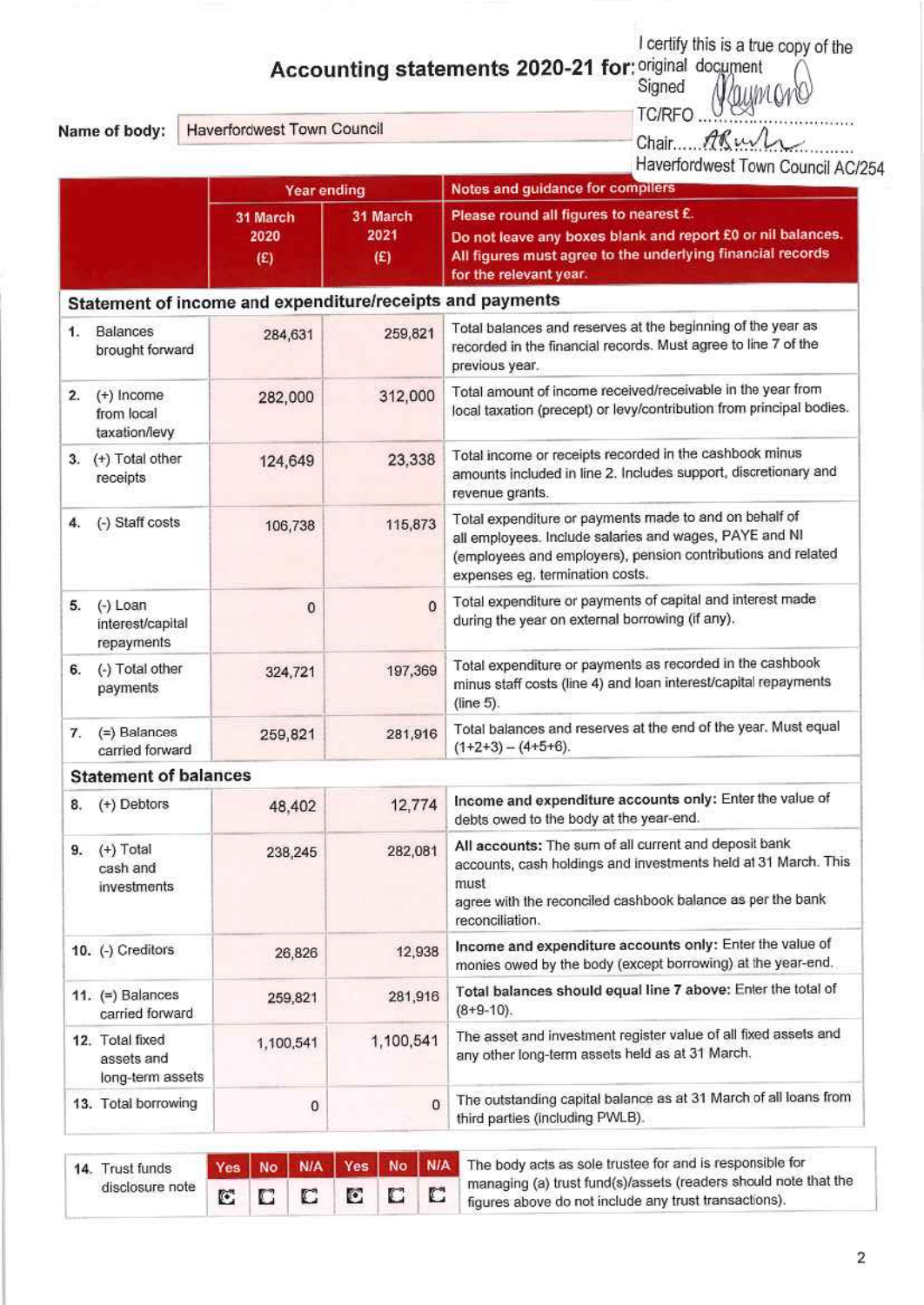I certify this is a true copy of the original document
Signed
TC/RFO ......................
Chair......................
Haverfordwest Town Council AC/254

# Accounting statements 2020-21 for:

**Name of body:** Haverfordwest Town Council

| | Year ending | | Notes and guidance for compilers |
|---|---|---|---|
| | 31 March 2020 (£) | 31 March 2021 (£) | Please round all figures to nearest £. Do not leave any boxes blank and report £0 or nil balances. All figures must agree to the underlying financial records for the relevant year. |
| **Statement of income and expenditure/receipts and payments** | | | |
| 1. Balances brought forward | 284,631 | 259,821 | Total balances and reserves at the beginning of the year as recorded in the financial records. Must agree to line 7 of the previous year. |
| 2. (+) Income from local taxation/levy | 282,000 | 312,000 | Total amount of income received/receivable in the year from local taxation (precept) or levy/contribution from principal bodies. |
| 3. (+) Total other receipts | 124,649 | 23,338 | Total income or receipts recorded in the cashbook minus amounts included in line 2. Includes support, discretionary and revenue grants. |
| 4. (-) Staff costs | 106,738 | 115,873 | Total expenditure or payments made to and on behalf of all employees. Include salaries and wages, PAYE and NI (employees and employers), pension contributions and related expenses eg. termination costs. |
| 5. (-) Loan interest/capital repayments | 0 | 0 | Total expenditure or payments of capital and interest made during the year on external borrowing (if any). |
| 6. (-) Total other payments | 324,721 | 197,369 | Total expenditure or payments as recorded in the cashbook minus staff costs (line 4) and loan interest/capital repayments (line 5). |
| 7. (=) Balances carried forward | 259,821 | 281,916 | Total balances and reserves at the end of the year. Must equal (1+2+3) – (4+5+6). |
| **Statement of balances** | | | |
| 8. (+) Debtors | 48,402 | 12,774 | **Income and expenditure accounts only:** Enter the value of debts owed to the body at the year-end. |
| 9. (+) Total cash and investments | 238,245 | 282,081 | **All accounts:** The sum of all current and deposit bank accounts, cash holdings and investments held at 31 March. This must agree with the reconciled cashbook balance as per the bank reconciliation. |
| 10. (-) Creditors | 26,826 | 12,938 | **Income and expenditure accounts only:** Enter the value of monies owed by the body (except borrowing) at the year-end. |
| 11. (=) Balances carried forward | 259,821 | 281,916 | **Total balances should equal line 7 above:** Enter the total of (8+9-10). |
| 12. Total fixed assets and long-term assets | 1,100,541 | 1,100,541 | The asset and investment register value of all fixed assets and any other long-term assets held as at 31 March. |
| 13. Total borrowing | 0 | 0 | The outstanding capital balance as at 31 March of all loans from third parties (including PWLB). |

| 14. Trust funds disclosure note | Yes | No | N/A | Yes | No | N/A | The body acts as sole trustee for and is responsible for managing (a) trust fund(s)/assets (readers should note that the figures above do not include any trust transactions). |
|---|---|---|---|---|---|---|---|
| | ☒ | ☐ | ☐ | ☒ | ☐ | ☐ | |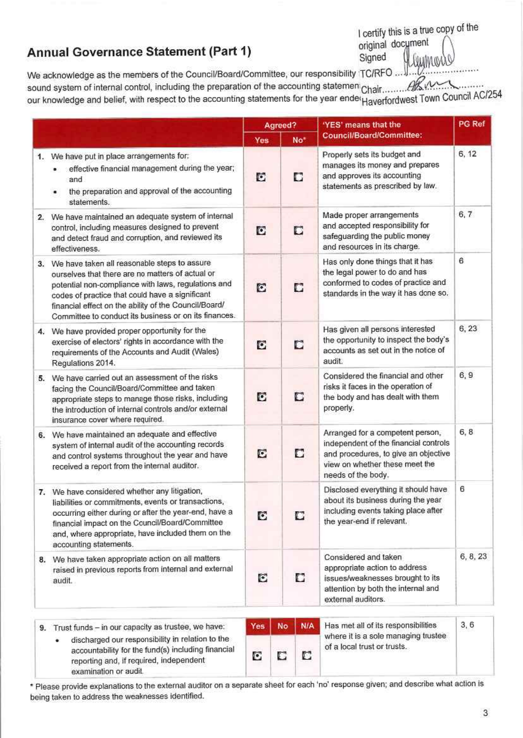## Annual Governance Statement (Part 1)

I certify this is a true copy of the original document
Signed
TC/RFO ....................
Chair....................
Haverfordwest Town Council AC/254

We acknowledge as the members of the Council/Board/Committee, our responsibility ... sound system of internal control, including the preparation of the accounting statemen... our knowledge and belief, with respect to the accounting statements for the year ende...

| | Agreed? Yes | No* | 'YES' means that the Council/Board/Committee: | PG Ref |
|---|---|---|---|---|
| 1. We have put in place arrangements for:<br>• effective financial management during the year; and<br>• the preparation and approval of the accounting statements. | ☒ | ☐ | Properly sets its budget and manages its money and prepares and approves its accounting statements as prescribed by law. | 6, 12 |
| 2. We have maintained an adequate system of internal control, including measures designed to prevent and detect fraud and corruption, and reviewed its effectiveness. | ☒ | ☐ | Made proper arrangements and accepted responsibility for safeguarding the public money and resources in its charge. | 6, 7 |
| 3. We have taken all reasonable steps to assure ourselves that there are no matters of actual or potential non-compliance with laws, regulations and codes of practice that could have a significant financial effect on the ability of the Council/Board/Committee to conduct its business or on its finances. | ☒ | ☐ | Has only done things that it has the legal power to do and has conformed to codes of practice and standards in the way it has done so. | 6 |
| 4. We have provided proper opportunity for the exercise of electors' rights in accordance with the requirements of the Accounts and Audit (Wales) Regulations 2014. | ☒ | ☐ | Has given all persons interested the opportunity to inspect the body's accounts as set out in the notice of audit. | 6, 23 |
| 5. We have carried out an assessment of the risks facing the Council/Board/Committee and taken appropriate steps to manage those risks, including the introduction of internal controls and/or external insurance cover where required. | ☒ | ☐ | Considered the financial and other risks it faces in the operation of the body and has dealt with them properly. | 6, 9 |
| 6. We have maintained an adequate and effective system of internal audit of the accounting records and control systems throughout the year and have received a report from the internal auditor. | ☒ | ☐ | Arranged for a competent person, independent of the financial controls and procedures, to give an objective view on whether these meet the needs of the body. | 6, 8 |
| 7. We have considered whether any litigation, liabilities or commitments, events or transactions, occurring either during or after the year-end, have a financial impact on the Council/Board/Committee and, where appropriate, have included them on the accounting statements. | ☒ | ☐ | Disclosed everything it should have about its business during the year including events taking place after the year-end if relevant. | 6 |
| 8. We have taken appropriate action on all matters raised in previous reports from internal and external audit. | ☒ | ☐ | Considered and taken appropriate action to address issues/weaknesses brought to its attention by both the internal and external auditors. | 6, 8, 23 |

| | Yes | No | N/A | | |
|---|---|---|---|---|---|
| 9. Trust funds – in our capacity as trustee, we have:<br>• discharged our responsibility in relation to the accountability for the fund(s) including financial reporting and, if required, independent examination or audit. | ☒ | ☐ | ☐ | Has met all of its responsibilities where it is a sole managing trustee of a local trust or trusts. | 3, 6 |

* Please provide explanations to the external auditor on a separate sheet for each 'no' response given; and describe what action is being taken to address the weaknesses identified.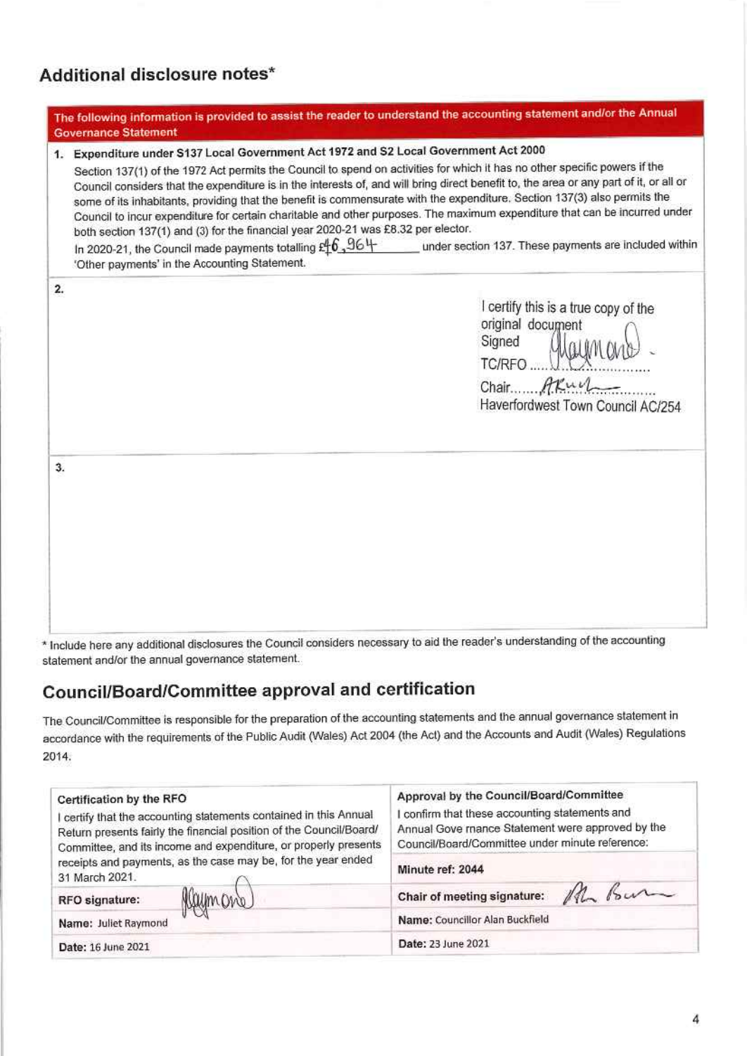## Additional disclosure notes*

**The following information is provided to assist the reader to understand the accounting statement and/or the Annual Governance Statement**

1. **Expenditure under S137 Local Government Act 1972 and S2 Local Government Act 2000**

   Section 137(1) of the 1972 Act permits the Council to spend on activities for which it has no other specific powers if the Council considers that the expenditure is in the interests of, and will bring direct benefit to, the area or any part of it, or all or some of its inhabitants, providing that the benefit is commensurate with the expenditure. Section 137(3) also permits the Council to incur expenditure for certain charitable and other purposes. The maximum expenditure that can be incurred under both section 137(1) and (3) for the financial year 2020-21 was £8.32 per elector.

   In 2020-21, the Council made payments totalling £46,964 under section 137. These payments are included within 'Other payments' in the Accounting Statement.

2. I certify this is a true copy of the original document
   Signed
   TC/RFO ....[signature]....
   Chair.......[signature].......
   Haverfordwest Town Council AC/254

3.

\* Include here any additional disclosures the Council considers necessary to aid the reader's understanding of the accounting statement and/or the annual governance statement.

## Council/Board/Committee approval and certification

The Council/Committee is responsible for the preparation of the accounting statements and the annual governance statement in accordance with the requirements of the Public Audit (Wales) Act 2004 (the Act) and the Accounts and Audit (Wales) Regulations 2014.

| **Certification by the RFO** | **Approval by the Council/Board/Committee** |
|---|---|
| I certify that the accounting statements contained in this Annual Return presents fairly the financial position of the Council/Board/Committee, and its income and expenditure, or properly presents receipts and payments, as the case may be, for the year ended 31 March 2021. | I confirm that these accounting statements and Annual Gove rnance Statement were approved by the Council/Board/Committee under minute reference: |
| | **Minute ref:** 2044 |
| **RFO signature:** [signature] | **Chair of meeting signature:** [signature] |
| **Name:** Juliet Raymond | **Name:** Councillor Alan Buckfield |
| **Date:** 16 June 2021 | **Date:** 23 June 2021 |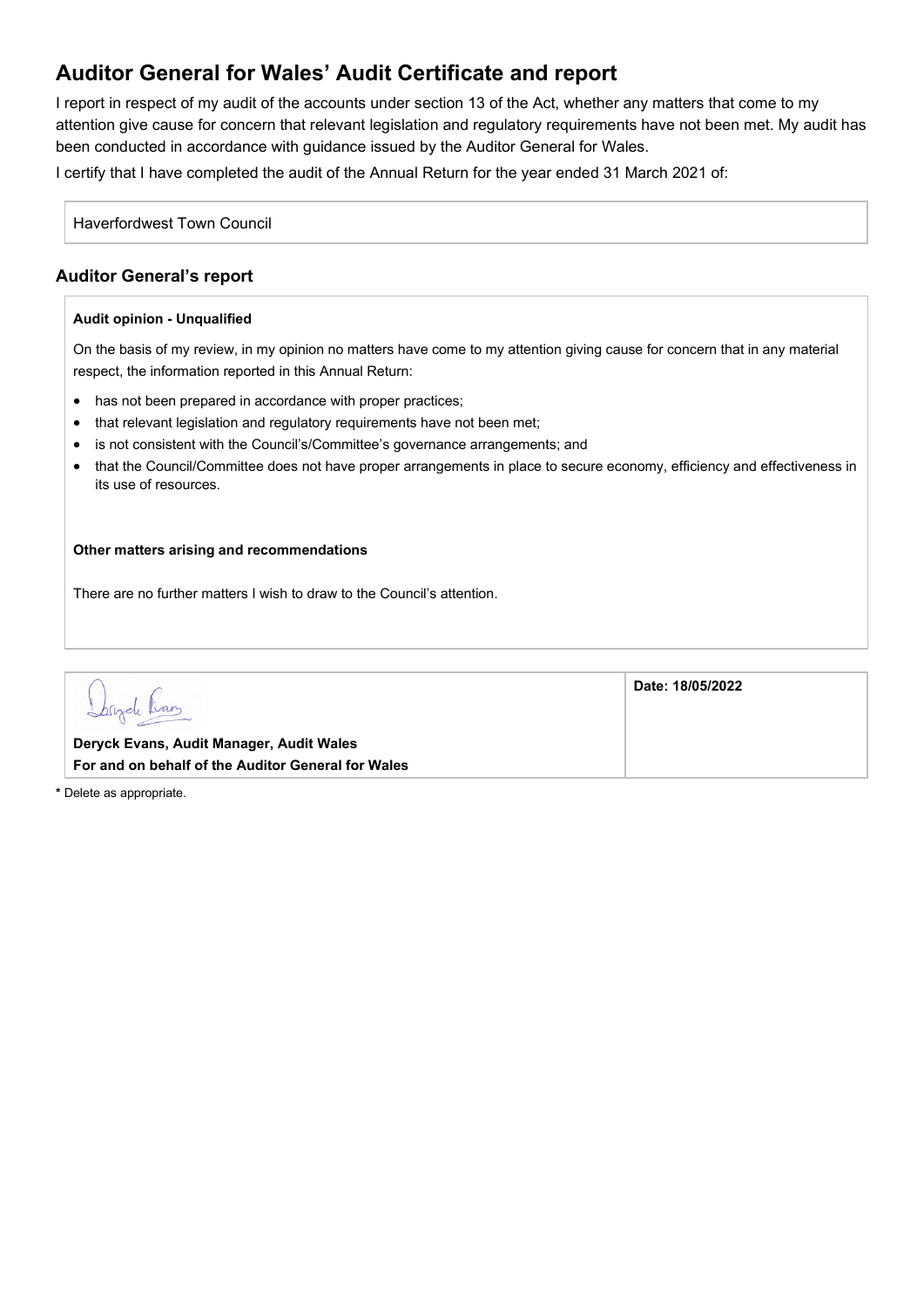# Auditor General for Wales' Audit Certificate and report

I report in respect of my audit of the accounts under section 13 of the Act, whether any matters that come to my attention give cause for concern that relevant legislation and regulatory requirements have not been met. My audit has been conducted in accordance with guidance issued by the Auditor General for Wales.

I certify that I have completed the audit of the Annual Return for the year ended 31 March 2021 of:

Haverfordwest Town Council

## Auditor General's report

**Audit opinion - Unqualified**

On the basis of my review, in my opinion no matters have come to my attention giving cause for concern that in any material respect, the information reported in this Annual Return:

- has not been prepared in accordance with proper practices;
- that relevant legislation and regulatory requirements have not been met;
- is not consistent with the Council's/Committee's governance arrangements; and
- that the Council/Committee does not have proper arrangements in place to secure economy, efficiency and effectiveness in its use of resources.

**Other matters arising and recommendations**

There are no further matters I wish to draw to the Council's attention.

| | |
|---|---|
| Deryck Evans<br>**Deryck Evans, Audit Manager, Audit Wales**<br>**For and on behalf of the Auditor General for Wales** | **Date: 18/05/2022** |

**\*** Delete as appropriate.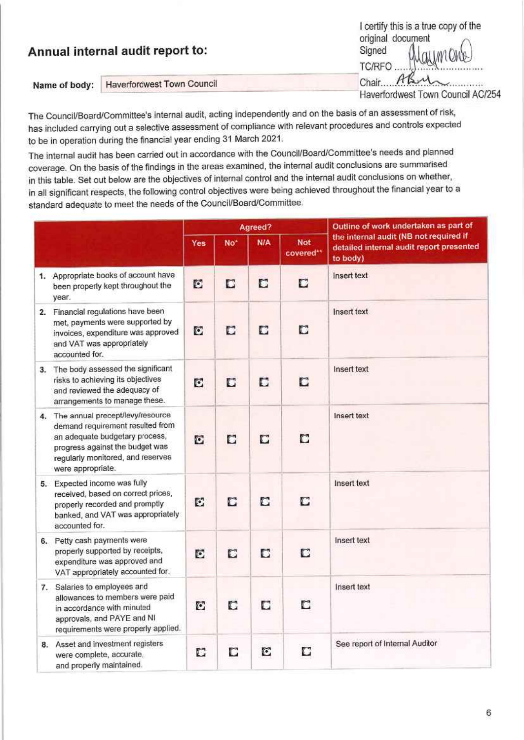I certify this is a true copy of the original document
Signed
TC/RFO ..........
Chair..........
Haverfordwest Town Council AC/254

## Annual internal audit report to:

**Name of body:** Haverfordwest Town Council

The Council/Board/Committee's internal audit, acting independently and on the basis of an assessment of risk, has included carrying out a selective assessment of compliance with relevant procedures and controls expected to be in operation during the financial year ending 31 March 2021.

The internal audit has been carried out in accordance with the Council/Board/Committee's needs and planned coverage. On the basis of the findings in the areas examined, the internal audit conclusions are summarised in this table. Set out below are the objectives of internal control and the internal audit conclusions on whether, in all significant respects, the following control objectives were being achieved throughout the financial year to a standard adequate to meet the needs of the Council/Board/Committee.

| | Agreed? | | | | Outline of work undertaken as part of the internal audit (NB not required if detailed internal audit report presented to body) |
|---|---|---|---|---|---|
| | Yes | No* | N/A | Not covered** | |
| 1. Appropriate books of account have been properly kept throughout the year. | ☒ | ☐ | ☐ | ☐ | Insert text |
| 2. Financial regulations have been met, payments were supported by invoices, expenditure was approved and VAT was appropriately accounted for. | ☒ | ☐ | ☐ | ☐ | Insert text |
| 3. The body assessed the significant risks to achieving its objectives and reviewed the adequacy of arrangements to manage these. | ☒ | ☐ | ☐ | ☐ | Insert text |
| 4. The annual precept/levy/resource demand requirement resulted from an adequate budgetary process, progress against the budget was regularly monitored, and reserves were appropriate. | ☒ | ☐ | ☐ | ☐ | Insert text |
| 5. Expected income was fully received, based on correct prices, properly recorded and promptly banked, and VAT was appropriately accounted for. | ☒ | ☐ | ☐ | ☐ | Insert text |
| 6. Petty cash payments were properly supported by receipts, expenditure was approved and VAT appropriately accounted for. | ☒ | ☐ | ☐ | ☐ | Insert text |
| 7. Salaries to employees and allowances to members were paid in accordance with minuted approvals, and PAYE and NI requirements were properly applied. | ☒ | ☐ | ☐ | ☐ | Insert text |
| 8. Asset and investment registers were complete, accurate, and properly maintained. | ☐ | ☐ | ☒ | ☐ | See report of Internal Auditor |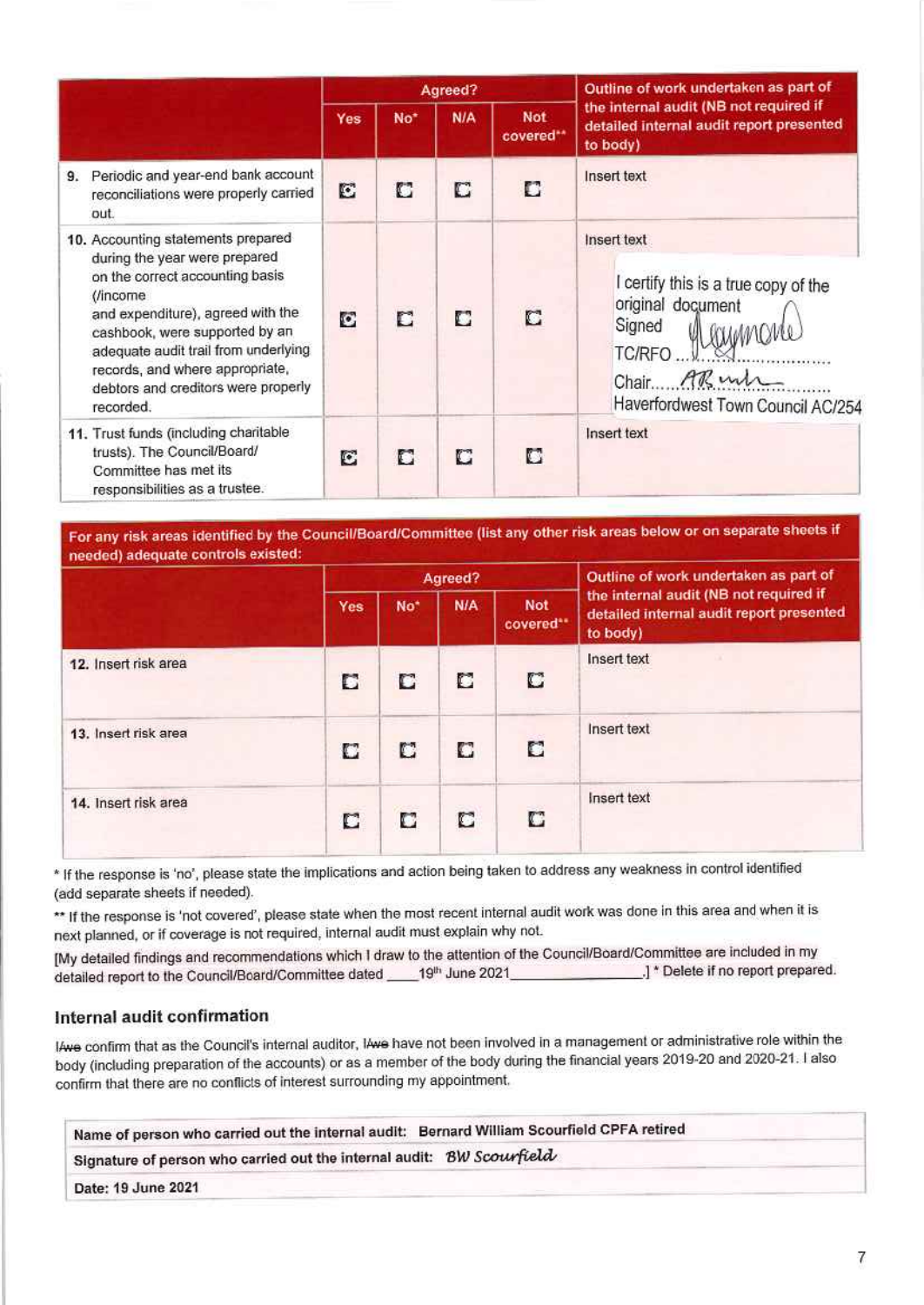| | Agreed? | | | | Outline of work undertaken as part of the internal audit (NB not required if detailed internal audit report presented to body) |
|---|---|---|---|---|---|
| | Yes | No* | N/A | Not covered** | |
| 9. Periodic and year-end bank account reconciliations were properly carried out. | ☒ | ☐ | ☐ | ☐ | Insert text |
| 10. Accounting statements prepared during the year were prepared on the correct accounting basis (income and expenditure), agreed with the cashbook, were supported by an adequate audit trail from underlying records, and where appropriate, debtors and creditors were properly recorded. | ☒ | ☐ | ☐ | ☐ | Insert text |
| 11. Trust funds (including charitable trusts). The Council/Board/ Committee has met its responsibilities as a trustee. | ☒ | ☐ | ☐ | ☐ | Insert text |

I certify this is a true copy of the original document
Signed
TC/RFO ...
Chair......
Haverfordwest Town Council AC/254

**For any risk areas identified by the Council/Board/Committee (list any other risk areas below or on separate sheets if needed) adequate controls existed:**

| | Agreed? | | | | Outline of work undertaken as part of the internal audit (NB not required if detailed internal audit report presented to body) |
|---|---|---|---|---|---|
| | Yes | No* | N/A | Not covered** | |
| 12. Insert risk area | ☐ | ☐ | ☐ | ☐ | Insert text |
| 13. Insert risk area | ☐ | ☐ | ☐ | ☐ | Insert text |
| 14. Insert risk area | ☐ | ☐ | ☐ | ☐ | Insert text |

\* If the response is 'no', please state the implications and action being taken to address any weakness in control identified (add separate sheets if needed).

\*\* If the response is 'not covered', please state when the most recent internal audit work was done in this area and when it is next planned, or if coverage is not required, internal audit must explain why not.

[My detailed findings and recommendations which I draw to the attention of the Council/Board/Committee are included in my detailed report to the Council/Board/Committee dated \_\_\_\_19th June 2021\_\_\_\_\_\_\_\_\_\_\_\_\_\_\_\_.] * Delete if no report prepared.

## Internal audit confirmation

I/~~we~~ confirm that as the Council's internal auditor, I/~~we~~ have not been involved in a management or administrative role within the body (including preparation of the accounts) or as a member of the body during the financial years 2019-20 and 2020-21. I also confirm that there are no conflicts of interest surrounding my appointment.

| |
|---|
| **Name of person who carried out the internal audit: Bernard William Scourfield CPFA retired** |
| **Signature of person who carried out the internal audit:** *BW Scourfield* |
| **Date: 19 June 2021** |